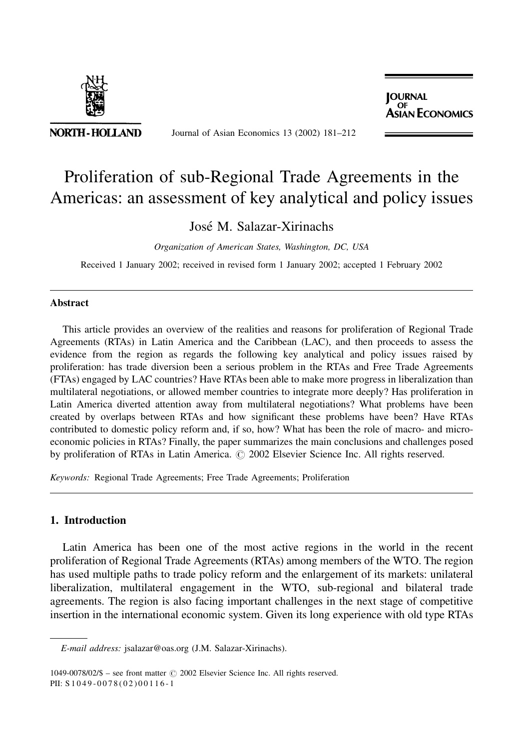# Proliferation of sub-Regional Trade Agreements in the Americas: an assessment of key analytical and policy issues

José M. Salazar-Xirinachs

*Organization of American States, Washington, DC, USA*

Received 1 January 2002; received in revised form 1 January 2002; accepted 1 February 2002

## Abstract

This article provides an overview of the realities and reasons for proliferation of Regional Trade Agreements (RTAs) in Latin America and the Caribbean (LAC), and then proceeds to assess the evidence from the region as regards the following key analytical and policy issues raised by proliferation: has trade diversion been a serious problem in the RTAs and Free Trade Agreements (FTAs) engaged by LAC countries? Have RTAs been able to make more progress in liberalization than multilateral negotiations, or allowed member countries to integrate more deeply? Has proliferation in Latin America diverted attention away from multilateral negotiations? What problems have been created by overlaps between RTAs and how significant these problems have been? Have RTAs contributed to domestic policy reform and, if so, how? What has been the role of macro- and micro-economic policies in RTAs? Finally, the paper summarizes the main conclusions and challenges posed by proliferation of RTAs in Latin America. © 2002 Elsevier Science Inc. All rights reserved.

*Keywords:* Regional Trade Agreements; Free Trade Agreements; Proliferation

## 1. Introduction

Latin America has been one of the most active regions in the world in the recent proliferation of Regional Trade Agreements (RTAs) among members of the WTO. The region has used multiple paths to trade policy reform and the enlargement of its markets: unilateral liberalization, multilateral engagement in the WTO, sub-regional and bilateral trade agreements. The region is also facing important challenges in the next stage of competitive insertion in the international economic system. Given its long experience with old type RTAs

*E-mail address:* jsalazar@oas.org (J.M. Salazar-Xirinachs).

1049-0078/02/$ – see front matter © 2002 Elsevier Science Inc. All rights reserved.
PII: S1049-0078(02)00116-1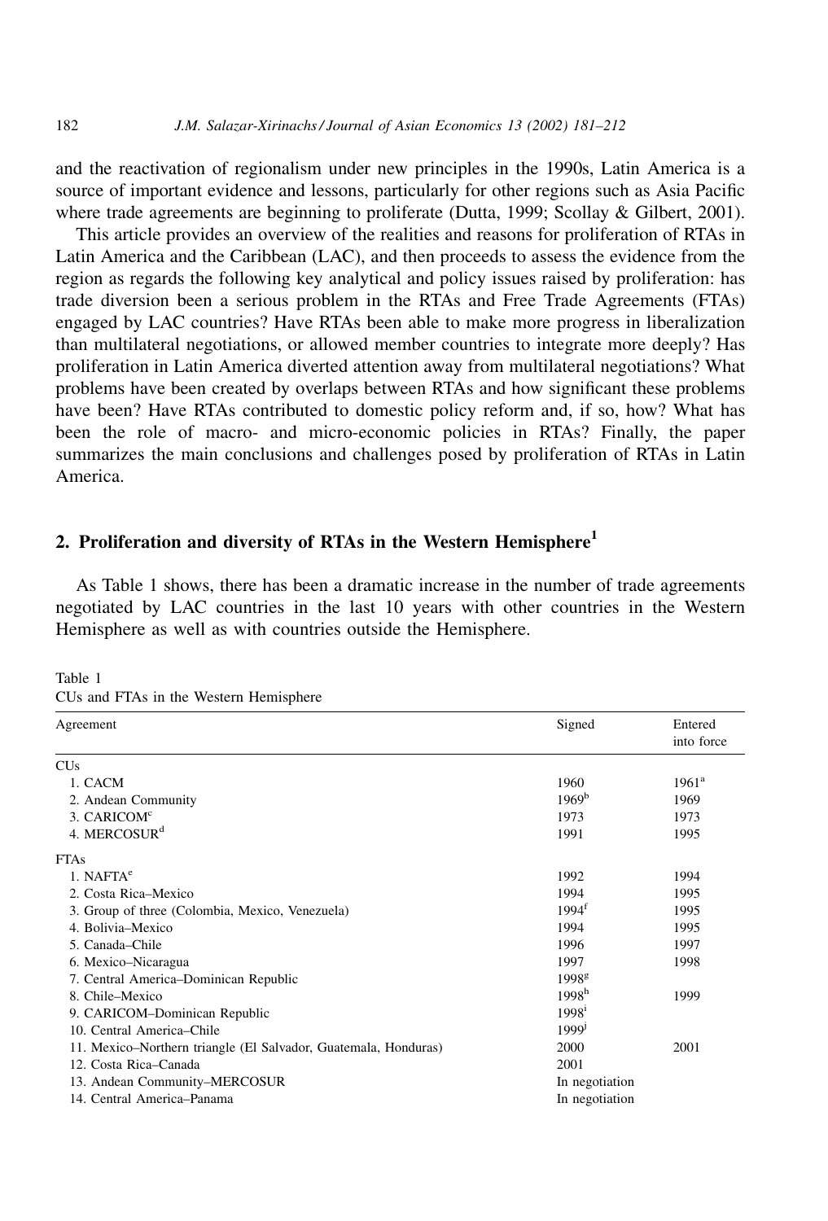and the reactivation of regionalism under new principles in the 1990s, Latin America is a source of important evidence and lessons, particularly for other regions such as Asia Pacific where trade agreements are beginning to proliferate (Dutta, 1999; Scollay & Gilbert, 2001).

This article provides an overview of the realities and reasons for proliferation of RTAs in Latin America and the Caribbean (LAC), and then proceeds to assess the evidence from the region as regards the following key analytical and policy issues raised by proliferation: has trade diversion been a serious problem in the RTAs and Free Trade Agreements (FTAs) engaged by LAC countries? Have RTAs been able to make more progress in liberalization than multilateral negotiations, or allowed member countries to integrate more deeply? Has proliferation in Latin America diverted attention away from multilateral negotiations? What problems have been created by overlaps between RTAs and how significant these problems have been? Have RTAs contributed to domestic policy reform and, if so, how? What has been the role of macro- and micro-economic policies in RTAs? Finally, the paper summarizes the main conclusions and challenges posed by proliferation of RTAs in Latin America.

## 2. Proliferation and diversity of RTAs in the Western Hemisphere[1]

As Table 1 shows, there has been a dramatic increase in the number of trade agreements negotiated by LAC countries in the last 10 years with other countries in the Western Hemisphere as well as with countries outside the Hemisphere.

Table 1
CUs and FTAs in the Western Hemisphere

| Agreement | Signed | Entered into force |
|---|---|---|
| CUs | | |
| 1. CACM | 1960 | 1961[a] |
| 2. Andean Community | 1969[b] | 1969 |
| 3. CARICOM[c] | 1973 | 1973 |
| 4. MERCOSUR[d] | 1991 | 1995 |
| FTAs | | |
| 1. NAFTA[e] | 1992 | 1994 |
| 2. Costa Rica–Mexico | 1994 | 1995 |
| 3. Group of three (Colombia, Mexico, Venezuela) | 1994[f] | 1995 |
| 4. Bolivia–Mexico | 1994 | 1995 |
| 5. Canada–Chile | 1996 | 1997 |
| 6. Mexico–Nicaragua | 1997 | 1998 |
| 7. Central America–Dominican Republic | 1998[g] | |
| 8. Chile–Mexico | 1998[h] | 1999 |
| 9. CARICOM–Dominican Republic | 1998[i] | |
| 10. Central America–Chile | 1999[j] | |
| 11. Mexico–Northern triangle (El Salvador, Guatemala, Honduras) | 2000 | 2001 |
| 12. Costa Rica–Canada | 2001 | |
| 13. Andean Community–MERCOSUR | In negotiation | |
| 14. Central America–Panama | In negotiation | |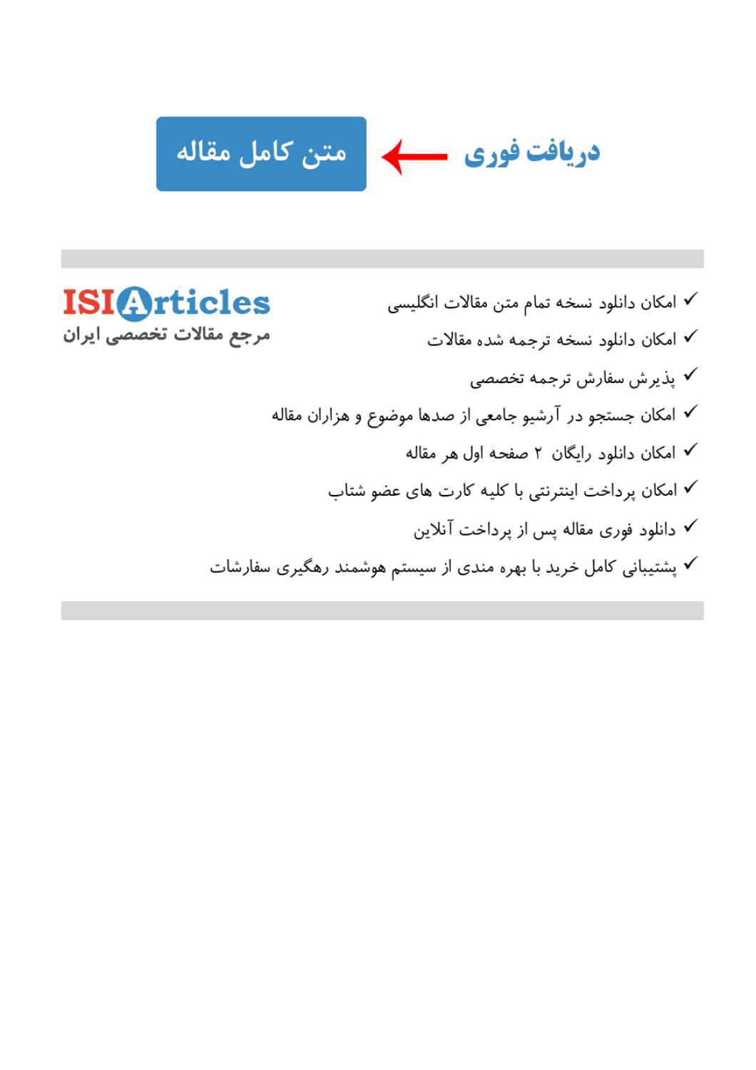دریافت فوری ← **متن کامل مقاله**

**ISIArticles**
مرجع مقالات تخصصی ایران

- ✓ امکان دانلود نسخه تمام متن مقالات انگلیسی
- ✓ امکان دانلود نسخه ترجمه شده مقالات
- ✓ پذیرش سفارش ترجمه تخصصی
- ✓ امکان جستجو در آرشیو جامعی از صدها موضوع و هزاران مقاله
- ✓ امکان دانلود رایگان ۲ صفحه اول هر مقاله
- ✓ امکان پرداخت اینترنتی با کلیه کارت های عضو شتاب
- ✓ دانلود فوری مقاله پس از پرداخت آنلاین
- ✓ پشتیبانی کامل خرید با بهره مندی از سیستم هوشمند رهگیری سفارشات